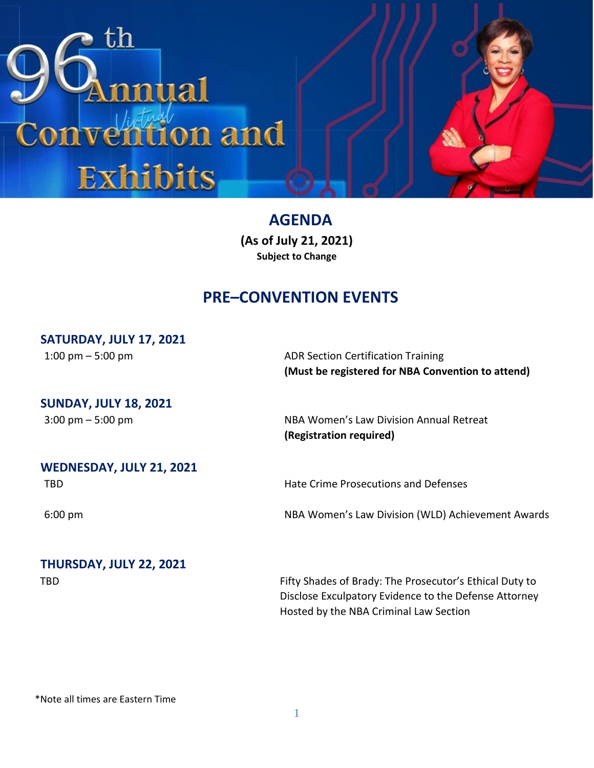# 96th Annual Virtual Convention and Exhibits

## AGENDA

**(As of July 21, 2021)**

**Subject to Change**

## PRE–CONVENTION EVENTS

### SATURDAY, JULY 17, 2021

1:00 pm – 5:00 pm — ADR Section Certification Training
**(Must be registered for NBA Convention to attend)**

### SUNDAY, JULY 18, 2021

3:00 pm – 5:00 pm — NBA Women's Law Division Annual Retreat
**(Registration required)**

### WEDNESDAY, JULY 21, 2021

TBD — Hate Crime Prosecutions and Defenses

6:00 pm — NBA Women's Law Division (WLD) Achievement Awards

### THURSDAY, JULY 22, 2021

TBD — Fifty Shades of Brady: The Prosecutor's Ethical Duty to Disclose Exculpatory Evidence to the Defense Attorney
Hosted by the NBA Criminal Law Section

*Note all times are Eastern Time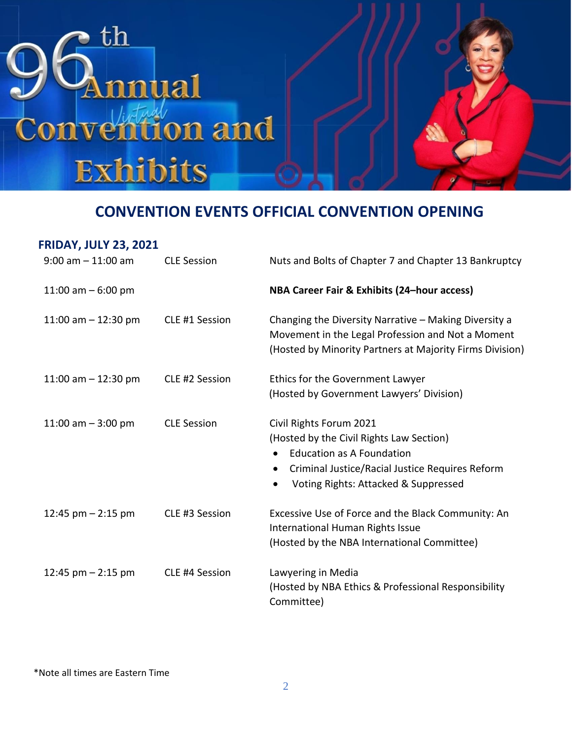# 96th Annual Virtual Convention and Exhibits

## CONVENTION EVENTS OFFICIAL CONVENTION OPENING

### FRIDAY, JULY 23, 2021

| | | |
|---|---|---|
| 9:00 am – 11:00 am | CLE Session | Nuts and Bolts of Chapter 7 and Chapter 13 Bankruptcy |
| 11:00 am – 6:00 pm | | **NBA Career Fair & Exhibits (24–hour access)** |
| 11:00 am – 12:30 pm | CLE #1 Session | Changing the Diversity Narrative – Making Diversity a Movement in the Legal Profession and Not a Moment (Hosted by Minority Partners at Majority Firms Division) |
| 11:00 am – 12:30 pm | CLE #2 Session | Ethics for the Government Lawyer (Hosted by Government Lawyers' Division) |
| 11:00 am – 3:00 pm | CLE Session | Civil Rights Forum 2021 (Hosted by the Civil Rights Law Section) • Education as A Foundation • Criminal Justice/Racial Justice Requires Reform • Voting Rights: Attacked & Suppressed |
| 12:45 pm – 2:15 pm | CLE #3 Session | Excessive Use of Force and the Black Community: An International Human Rights Issue (Hosted by the NBA International Committee) |
| 12:45 pm – 2:15 pm | CLE #4 Session | Lawyering in Media (Hosted by NBA Ethics & Professional Responsibility Committee) |

*Note all times are Eastern Time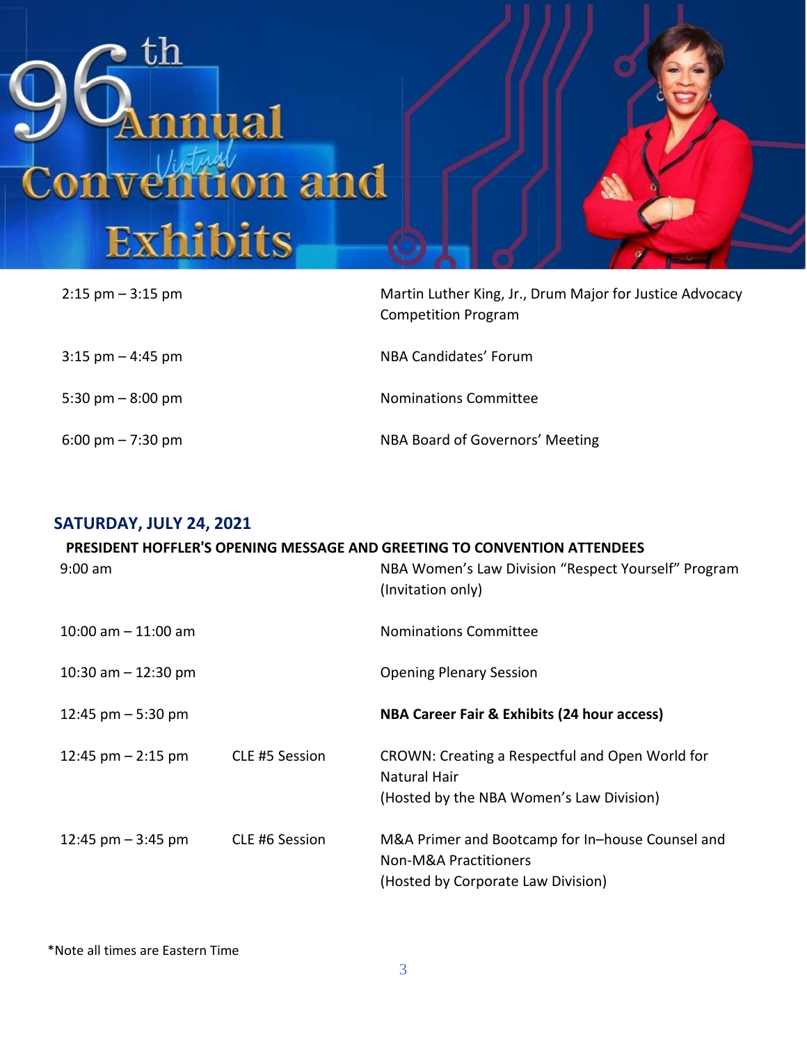# 96th Annual Virtual Convention and Exhibits

| | | |
|---|---|---|
| 2:15 pm – 3:15 pm | | Martin Luther King, Jr., Drum Major for Justice Advocacy Competition Program |
| 3:15 pm – 4:45 pm | | NBA Candidates' Forum |
| 5:30 pm – 8:00 pm | | Nominations Committee |
| 6:00 pm – 7:30 pm | | NBA Board of Governors' Meeting |

## SATURDAY, JULY 24, 2021

**PRESIDENT HOFFLER'S OPENING MESSAGE AND GREETING TO CONVENTION ATTENDEES**

| | | |
|---|---|---|
| 9:00 am | | NBA Women's Law Division "Respect Yourself" Program (Invitation only) |
| 10:00 am – 11:00 am | | Nominations Committee |
| 10:30 am – 12:30 pm | | Opening Plenary Session |
| 12:45 pm – 5:30 pm | | **NBA Career Fair & Exhibits (24 hour access)** |
| 12:45 pm – 2:15 pm | CLE #5 Session | CROWN: Creating a Respectful and Open World for Natural Hair (Hosted by the NBA Women's Law Division) |
| 12:45 pm – 3:45 pm | CLE #6 Session | M&A Primer and Bootcamp for In–house Counsel and Non-M&A Practitioners (Hosted by Corporate Law Division) |

*Note all times are Eastern Time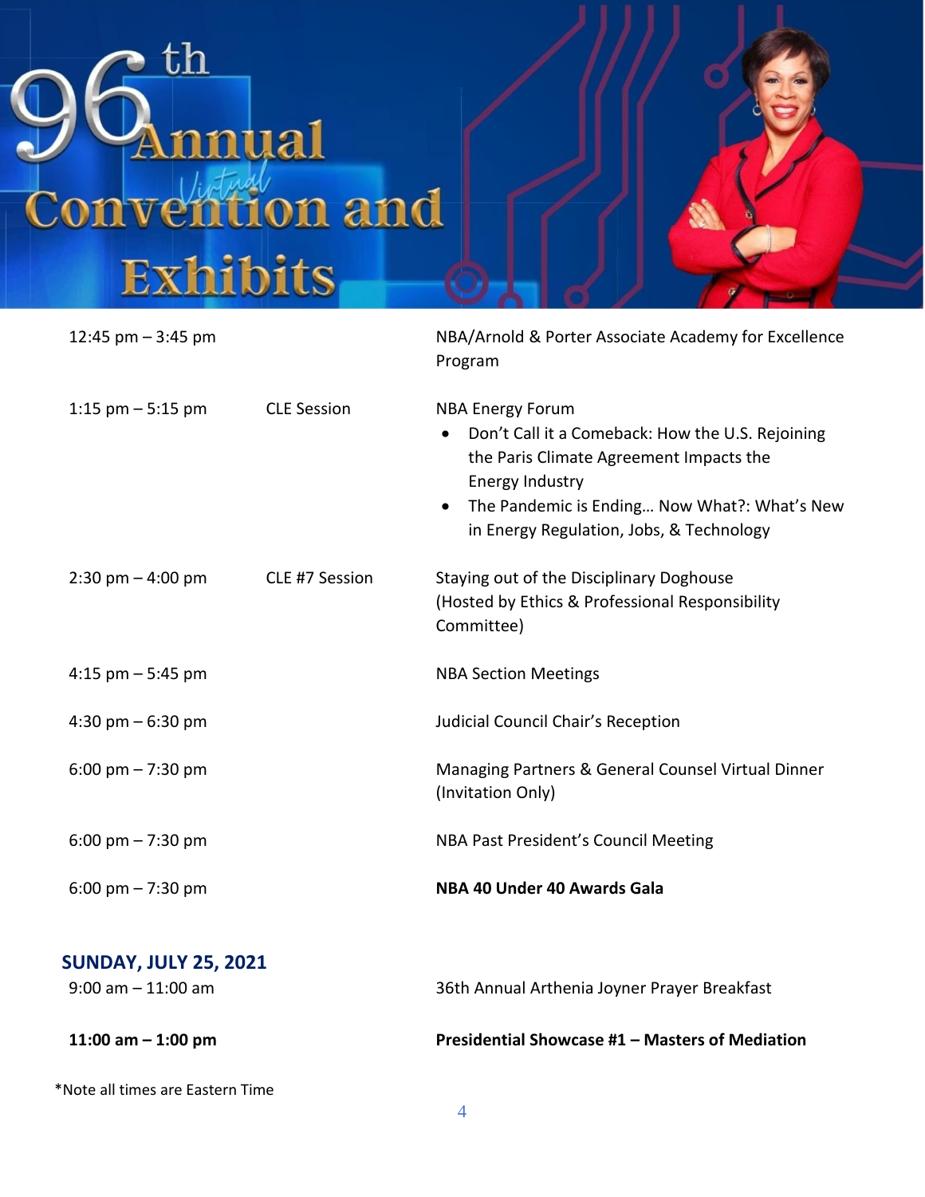# 96th Annual Virtual Convention and Exhibits

| | | |
|---|---|---|
| 12:45 pm – 3:45 pm | | NBA/Arnold & Porter Associate Academy for Excellence Program |
| 1:15 pm – 5:15 pm | CLE Session | NBA Energy Forum<br>• Don't Call it a Comeback: How the U.S. Rejoining the Paris Climate Agreement Impacts the Energy Industry<br>• The Pandemic is Ending… Now What?: What's New in Energy Regulation, Jobs, & Technology |
| 2:30 pm – 4:00 pm | CLE #7 Session | Staying out of the Disciplinary Doghouse (Hosted by Ethics & Professional Responsibility Committee) |
| 4:15 pm – 5:45 pm | | NBA Section Meetings |
| 4:30 pm – 6:30 pm | | Judicial Council Chair's Reception |
| 6:00 pm – 7:30 pm | | Managing Partners & General Counsel Virtual Dinner (Invitation Only) |
| 6:00 pm – 7:30 pm | | NBA Past President's Council Meeting |
| 6:00 pm – 7:30 pm | | **NBA 40 Under 40 Awards Gala** |

## SUNDAY, JULY 25, 2021

| | | |
|---|---|---|
| 9:00 am – 11:00 am | | 36th Annual Arthenia Joyner Prayer Breakfast |
| **11:00 am – 1:00 pm** | | **Presidential Showcase #1 – Masters of Mediation** |

*Note all times are Eastern Time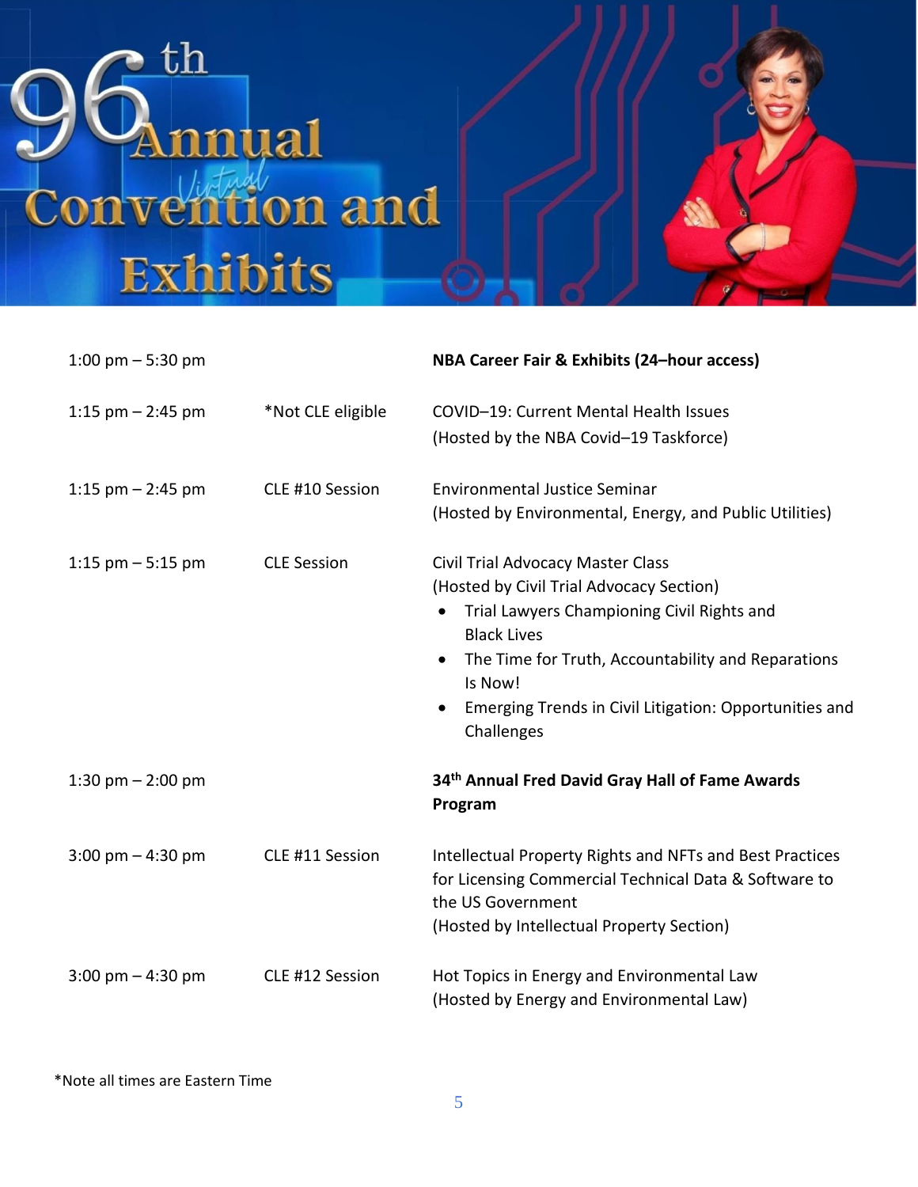# 96th Annual Virtual Convention and Exhibits

| | | |
|---|---|---|
| 1:00 pm – 5:30 pm | | **NBA Career Fair & Exhibits (24–hour access)** |
| 1:15 pm – 2:45 pm | *Not CLE eligible | COVID–19: Current Mental Health Issues (Hosted by the NBA Covid–19 Taskforce) |
| 1:15 pm – 2:45 pm | CLE #10 Session | Environmental Justice Seminar (Hosted by Environmental, Energy, and Public Utilities) |
| 1:15 pm – 5:15 pm | CLE Session | Civil Trial Advocacy Master Class (Hosted by Civil Trial Advocacy Section) • Trial Lawyers Championing Civil Rights and Black Lives • The Time for Truth, Accountability and Reparations Is Now! • Emerging Trends in Civil Litigation: Opportunities and Challenges |
| 1:30 pm – 2:00 pm | | **34th Annual Fred David Gray Hall of Fame Awards Program** |
| 3:00 pm – 4:30 pm | CLE #11 Session | Intellectual Property Rights and NFTs and Best Practices for Licensing Commercial Technical Data & Software to the US Government (Hosted by Intellectual Property Section) |
| 3:00 pm – 4:30 pm | CLE #12 Session | Hot Topics in Energy and Environmental Law (Hosted by Energy and Environmental Law) |

*Note all times are Eastern Time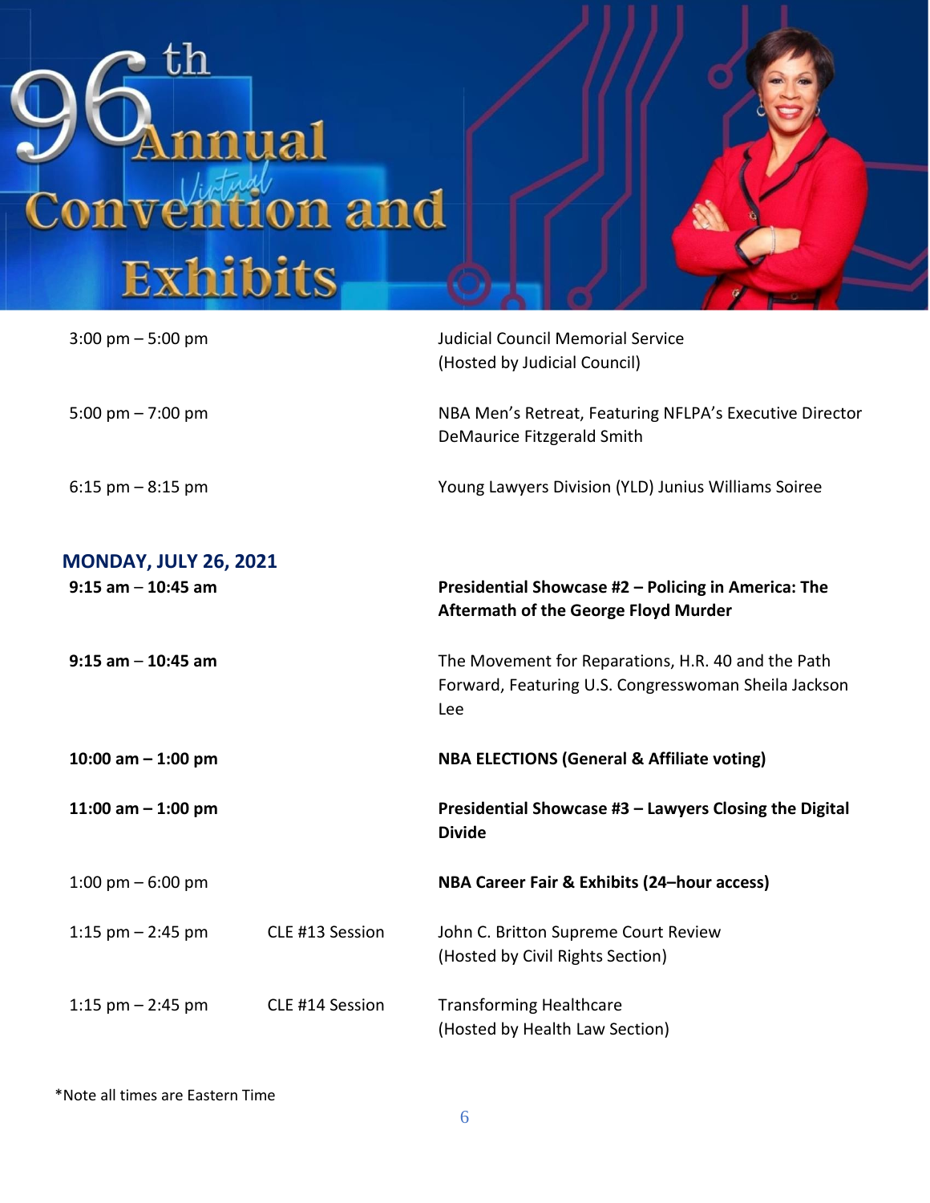# 96th Annual *Virtual* Convention and Exhibits

| | | |
|---|---|---|
| 3:00 pm – 5:00 pm | | Judicial Council Memorial Service (Hosted by Judicial Council) |
| 5:00 pm – 7:00 pm | | NBA Men's Retreat, Featuring NFLPA's Executive Director DeMaurice Fitzgerald Smith |
| 6:15 pm – 8:15 pm | | Young Lawyers Division (YLD) Junius Williams Soiree |

## MONDAY, JULY 26, 2021

| | | |
|---|---|---|
| **9:15 am – 10:45 am** | | **Presidential Showcase #2 – Policing in America: The Aftermath of the George Floyd Murder** |
| **9:15 am – 10:45 am** | | The Movement for Reparations, H.R. 40 and the Path Forward, Featuring U.S. Congresswoman Sheila Jackson Lee |
| **10:00 am – 1:00 pm** | | **NBA ELECTIONS (General & Affiliate voting)** |
| **11:00 am – 1:00 pm** | | **Presidential Showcase #3 – Lawyers Closing the Digital Divide** |
| 1:00 pm – 6:00 pm | | **NBA Career Fair & Exhibits (24–hour access)** |
| 1:15 pm – 2:45 pm | CLE #13 Session | John C. Britton Supreme Court Review (Hosted by Civil Rights Section) |
| 1:15 pm – 2:45 pm | CLE #14 Session | Transforming Healthcare (Hosted by Health Law Section) |

*Note all times are Eastern Time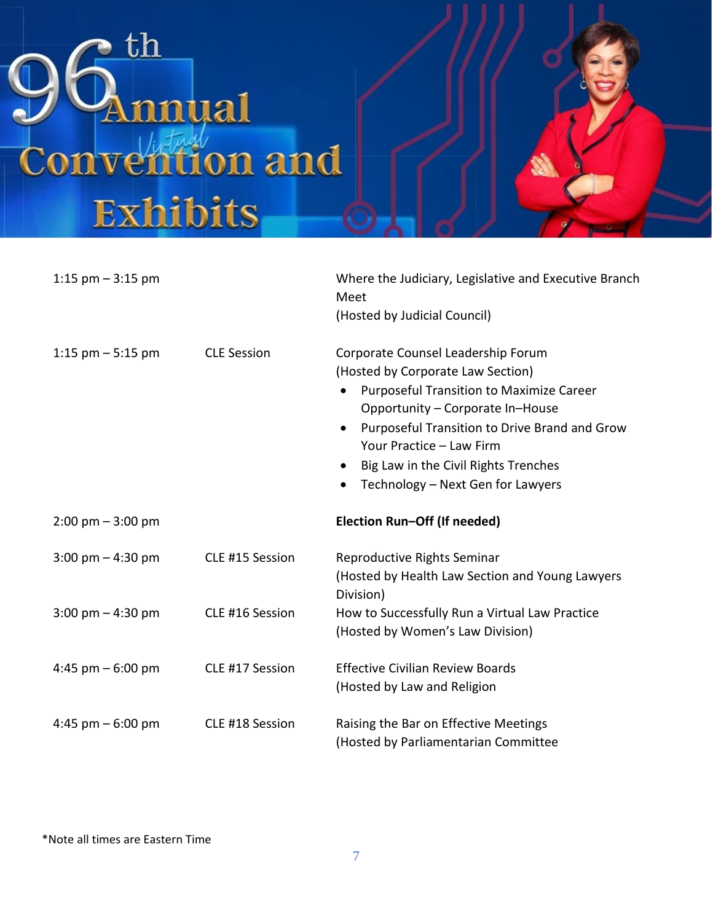# 96th Annual *Virtual* Convention and Exhibits

| | | |
|---|---|---|
| 1:15 pm – 3:15 pm | | Where the Judiciary, Legislative and Executive Branch Meet (Hosted by Judicial Council) |
| 1:15 pm – 5:15 pm | CLE Session | Corporate Counsel Leadership Forum (Hosted by Corporate Law Section)<br>• Purposeful Transition to Maximize Career Opportunity – Corporate In–House<br>• Purposeful Transition to Drive Brand and Grow Your Practice – Law Firm<br>• Big Law in the Civil Rights Trenches<br>• Technology – Next Gen for Lawyers |
| 2:00 pm – 3:00 pm | | **Election Run–Off (If needed)** |
| 3:00 pm – 4:30 pm | CLE #15 Session | Reproductive Rights Seminar (Hosted by Health Law Section and Young Lawyers Division) |
| 3:00 pm – 4:30 pm | CLE #16 Session | How to Successfully Run a Virtual Law Practice (Hosted by Women's Law Division) |
| 4:45 pm – 6:00 pm | CLE #17 Session | Effective Civilian Review Boards (Hosted by Law and Religion |
| 4:45 pm – 6:00 pm | CLE #18 Session | Raising the Bar on Effective Meetings (Hosted by Parliamentarian Committee |

*Note all times are Eastern Time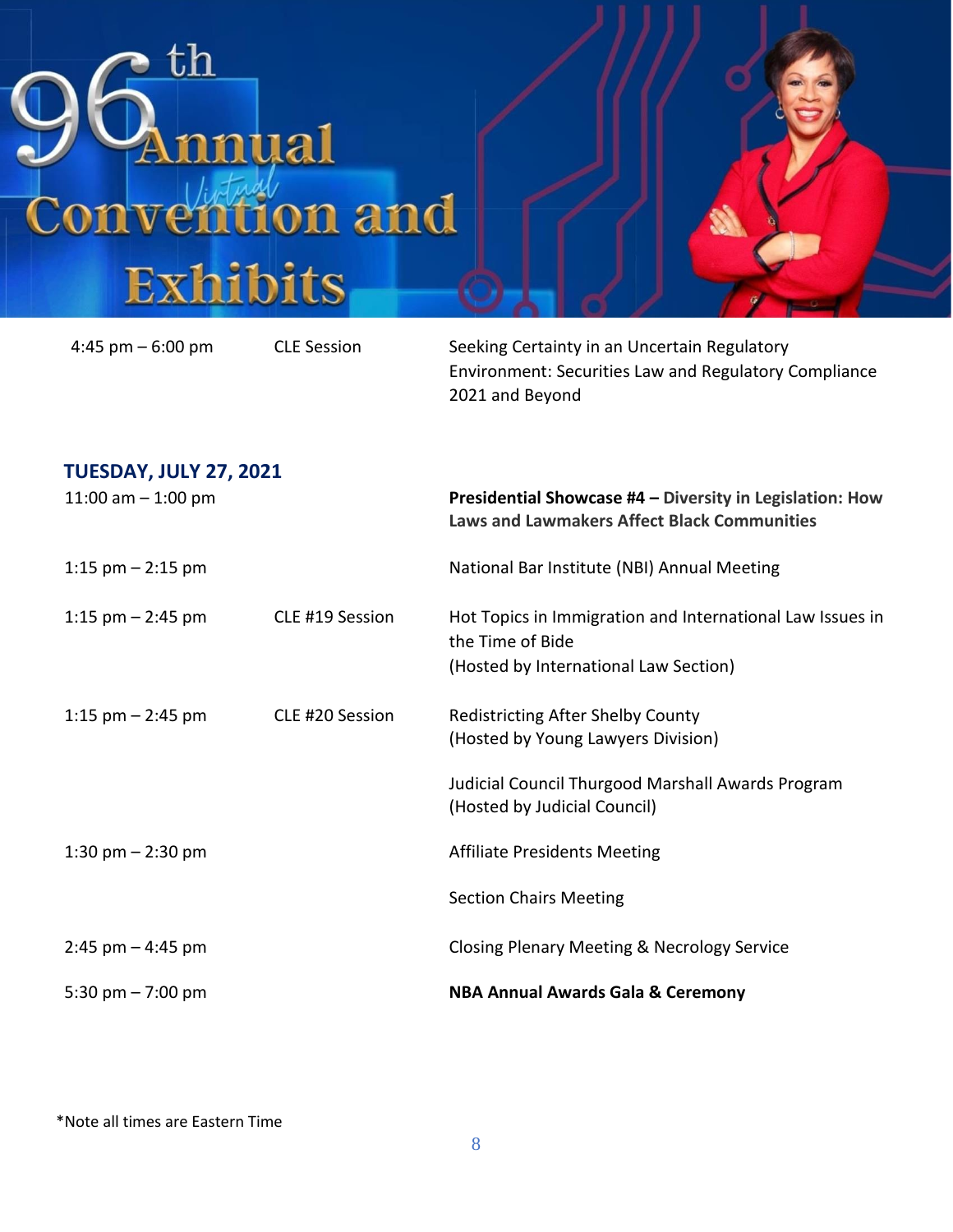# 96th Annual Virtual Convention and Exhibits

| | | |
|---|---|---|
| 4:45 pm – 6:00 pm | CLE Session | Seeking Certainty in an Uncertain Regulatory Environment: Securities Law and Regulatory Compliance 2021 and Beyond |

## TUESDAY, JULY 27, 2021

| | | |
|---|---|---|
| 11:00 am – 1:00 pm | | **Presidential Showcase #4 – Diversity in Legislation: How Laws and Lawmakers Affect Black Communities** |
| 1:15 pm – 2:15 pm | | National Bar Institute (NBI) Annual Meeting |
| 1:15 pm – 2:45 pm | CLE #19 Session | Hot Topics in Immigration and International Law Issues in the Time of Bide (Hosted by International Law Section) |
| 1:15 pm – 2:45 pm | CLE #20 Session | Redistricting After Shelby County (Hosted by Young Lawyers Division) |
| | | Judicial Council Thurgood Marshall Awards Program (Hosted by Judicial Council) |
| 1:30 pm – 2:30 pm | | Affiliate Presidents Meeting |
| | | Section Chairs Meeting |
| 2:45 pm – 4:45 pm | | Closing Plenary Meeting & Necrology Service |
| 5:30 pm – 7:00 pm | | **NBA Annual Awards Gala & Ceremony** |

*Note all times are Eastern Time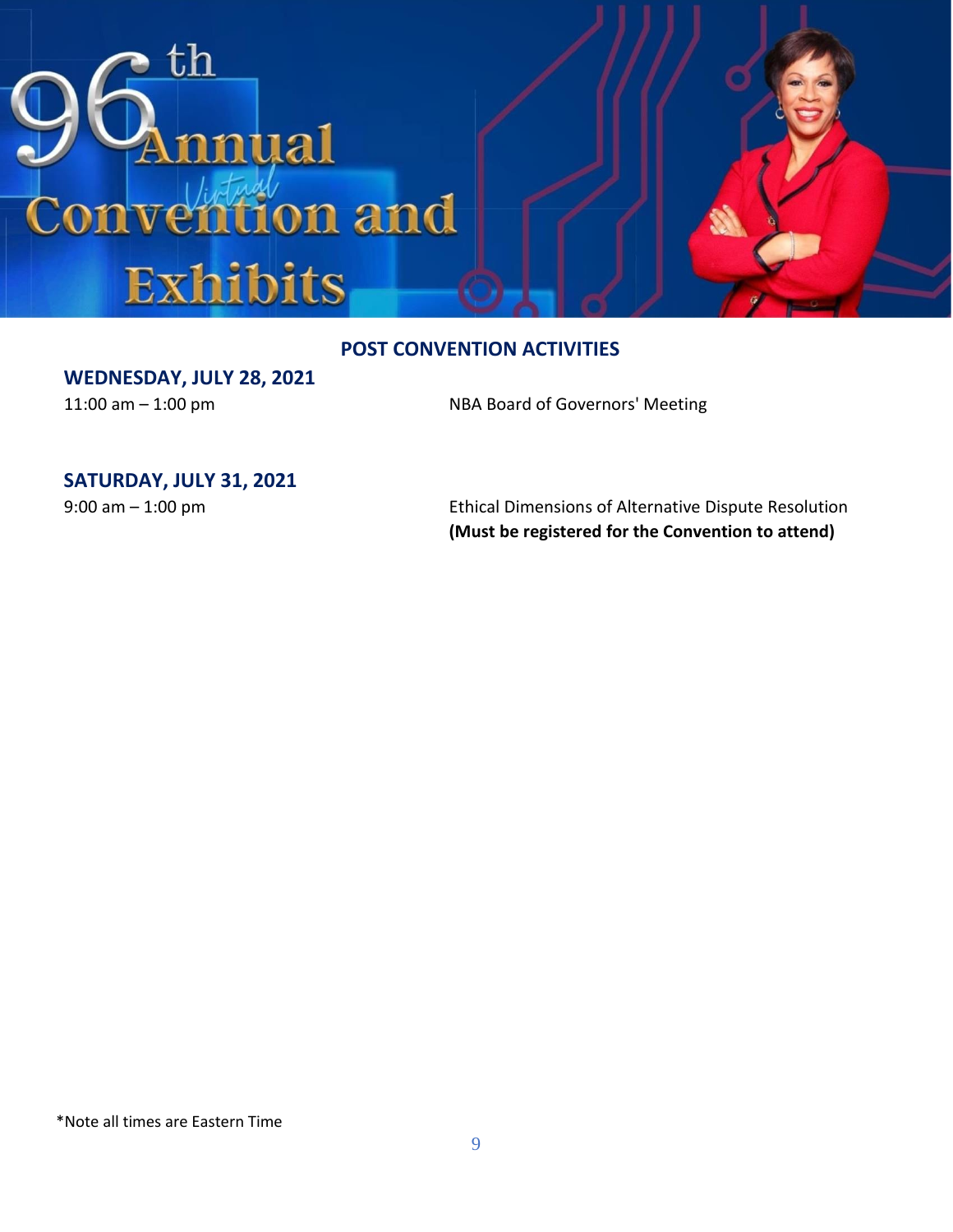# 96th Annual Virtual Convention and Exhibits

## POST CONVENTION ACTIVITIES

### WEDNESDAY, JULY 28, 2021

11:00 am – 1:00 pm — NBA Board of Governors' Meeting

### SATURDAY, JULY 31, 2021

9:00 am – 1:00 pm — Ethical Dimensions of Alternative Dispute Resolution **(Must be registered for the Convention to attend)**

*Note all times are Eastern Time